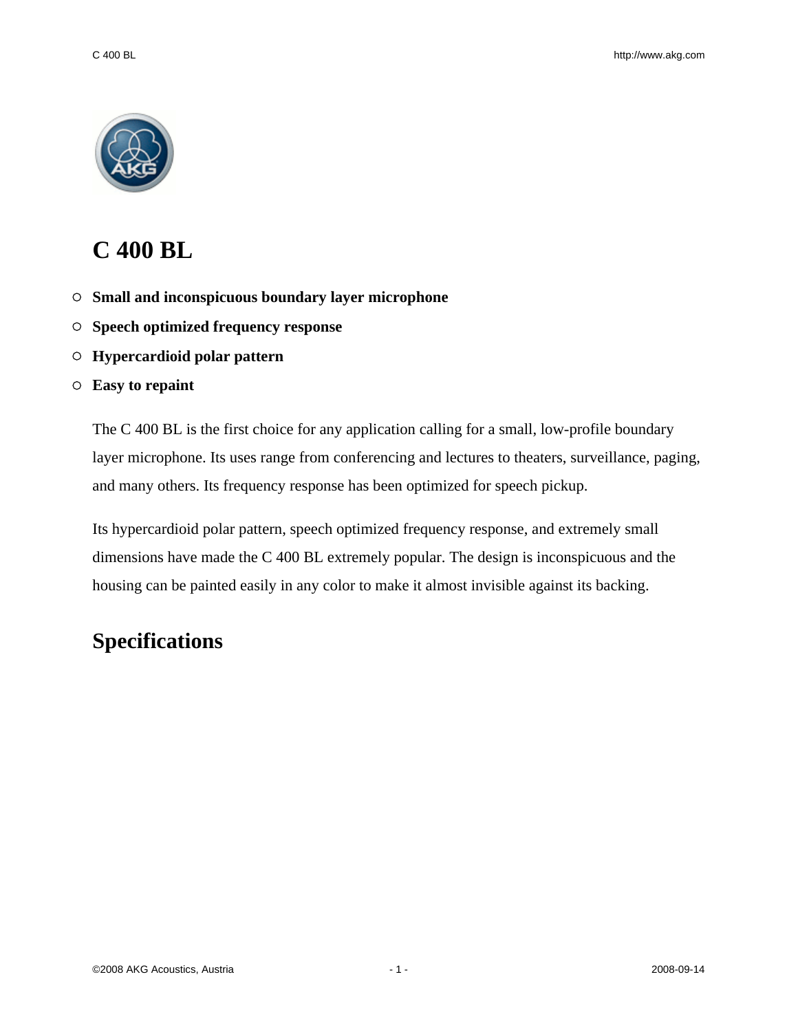# C 400 BL

- **Small and inconspicuous boundary layer microphone**
- **Speech optimized frequency response**
- **Hypercardioid polar pattern**
- **Easy to repaint**

The C 400 BL is the first choice for any application calling for a small, low-profile boundary layer microphone. Its uses range from conferencing and lectures to theaters, surveillance, paging, and many others. Its frequency response has been optimized for speech pickup.

Its hypercardioid polar pattern, speech optimized frequency response, and extremely small dimensions have made the C 400 BL extremely popular. The design is inconspicuous and the housing can be painted easily in any color to make it almost invisible against its backing.

## Specifications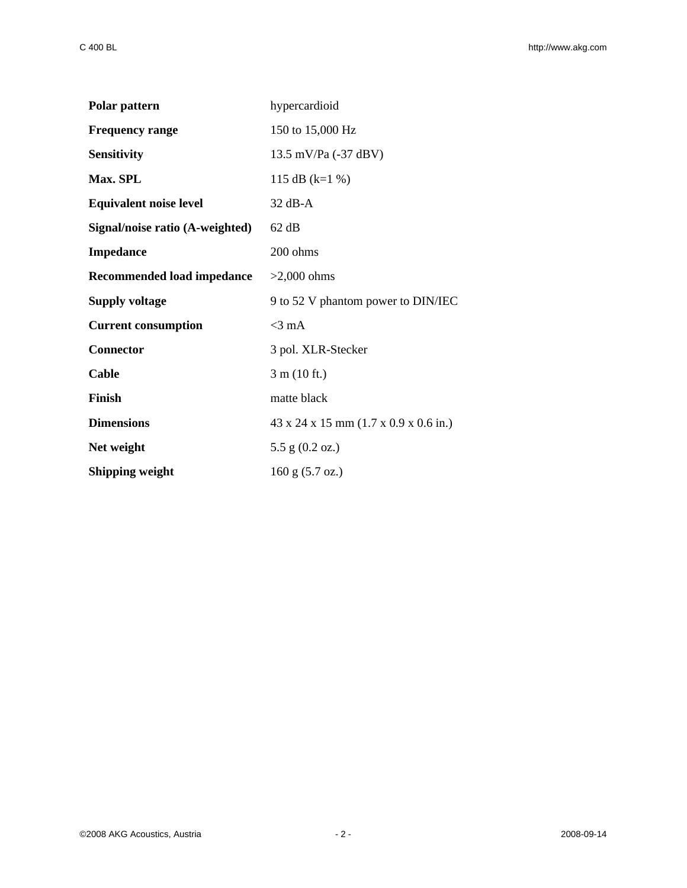| **Polar pattern** | hypercardioid |
| --- | --- |
| **Frequency range** | 150 to 15,000 Hz |
| **Sensitivity** | 13.5 mV/Pa (-37 dBV) |
| **Max. SPL** | 115 dB (k=1 %) |
| **Equivalent noise level** | 32 dB-A |
| **Signal/noise ratio (A-weighted)** | 62 dB |
| **Impedance** | 200 ohms |
| **Recommended load impedance** | >2,000 ohms |
| **Supply voltage** | 9 to 52 V phantom power to DIN/IEC |
| **Current consumption** | <3 mA |
| **Connector** | 3 pol. XLR-Stecker |
| **Cable** | 3 m (10 ft.) |
| **Finish** | matte black |
| **Dimensions** | 43 x 24 x 15 mm (1.7 x 0.9 x 0.6 in.) |
| **Net weight** | 5.5 g (0.2 oz.) |
| **Shipping weight** | 160 g (5.7 oz.) |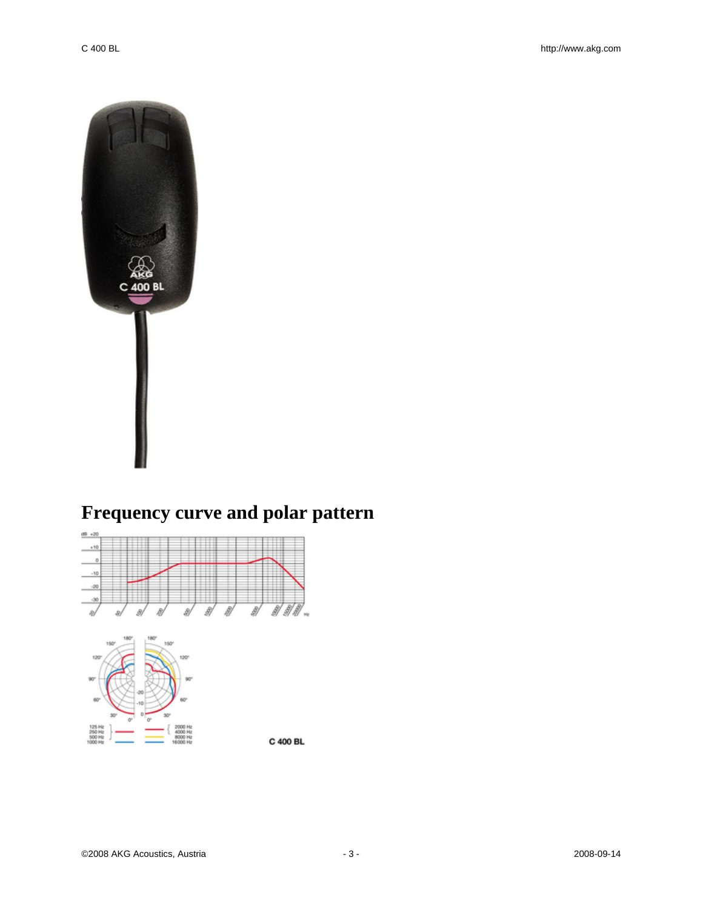# Frequency curve and polar pattern

C 400 BL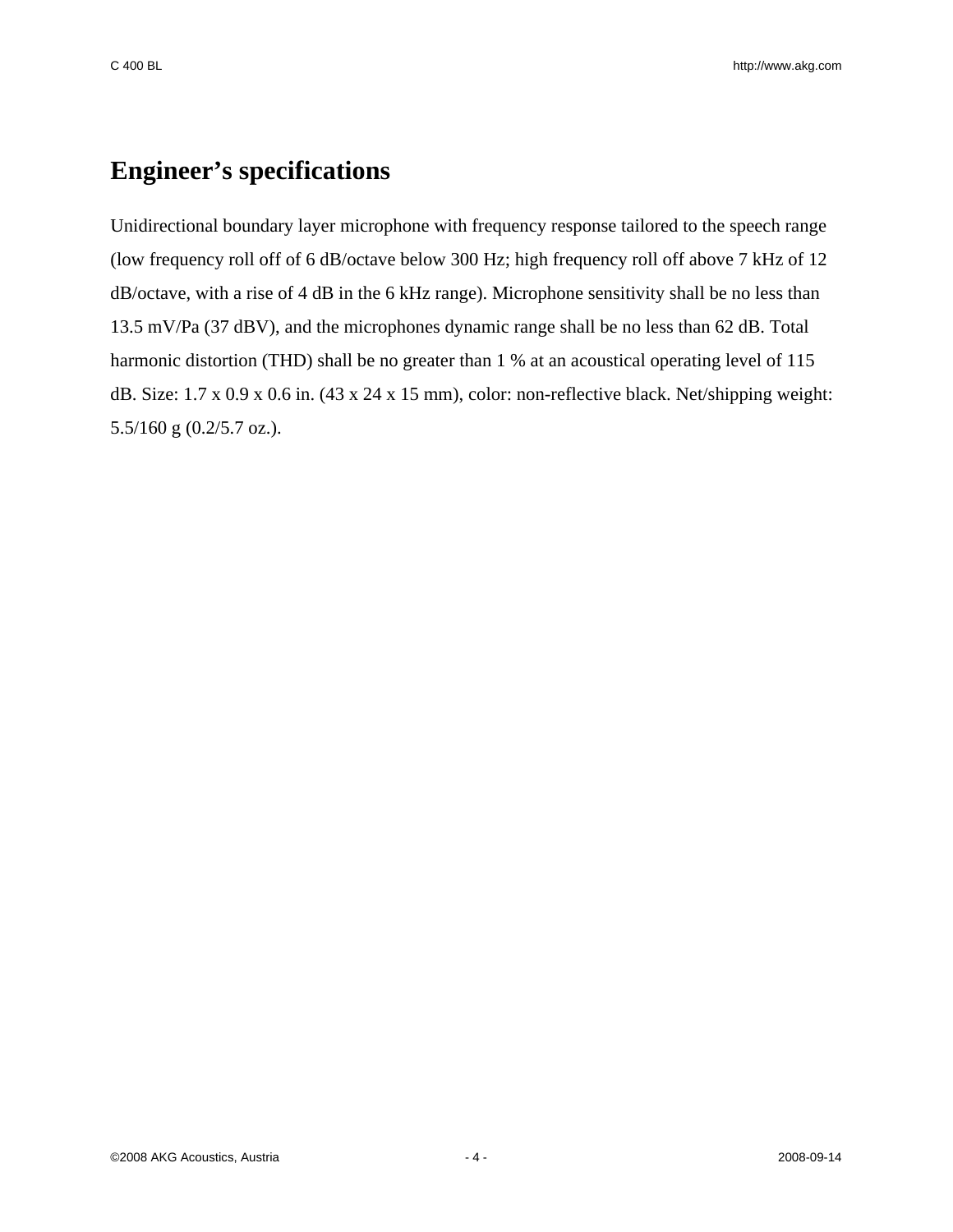# Engineer's specifications

Unidirectional boundary layer microphone with frequency response tailored to the speech range (low frequency roll off of 6 dB/octave below 300 Hz; high frequency roll off above 7 kHz of 12 dB/octave, with a rise of 4 dB in the 6 kHz range). Microphone sensitivity shall be no less than 13.5 mV/Pa (37 dBV), and the microphones dynamic range shall be no less than 62 dB. Total harmonic distortion (THD) shall be no greater than 1 % at an acoustical operating level of 115 dB. Size: 1.7 x 0.9 x 0.6 in. (43 x 24 x 15 mm), color: non-reflective black. Net/shipping weight: 5.5/160 g (0.2/5.7 oz.).